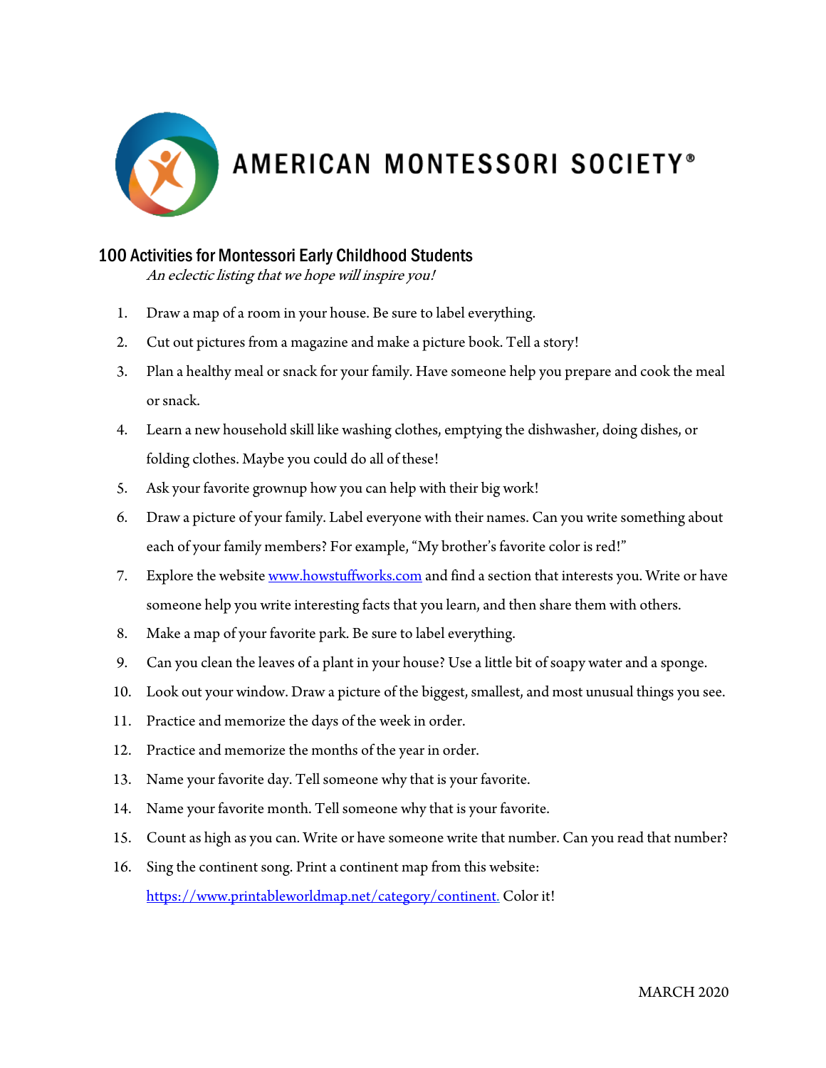AMERICAN MONTESSORI SOCIETY®

## 100 Activities for Montessori Early Childhood Students

*An eclectic listing that we hope will inspire you!*

1. Draw a map of a room in your house. Be sure to label everything.
2. Cut out pictures from a magazine and make a picture book. Tell a story!
3. Plan a healthy meal or snack for your family. Have someone help you prepare and cook the meal or snack.
4. Learn a new household skill like washing clothes, emptying the dishwasher, doing dishes, or folding clothes. Maybe you could do all of these!
5. Ask your favorite grownup how you can help with their big work!
6. Draw a picture of your family. Label everyone with their names. Can you write something about each of your family members? For example, "My brother's favorite color is red!"
7. Explore the website [www.howstuffworks.com](http://www.howstuffworks.com) and find a section that interests you. Write or have someone help you write interesting facts that you learn, and then share them with others.
8. Make a map of your favorite park. Be sure to label everything.
9. Can you clean the leaves of a plant in your house? Use a little bit of soapy water and a sponge.
10. Look out your window. Draw a picture of the biggest, smallest, and most unusual things you see.
11. Practice and memorize the days of the week in order.
12. Practice and memorize the months of the year in order.
13. Name your favorite day. Tell someone why that is your favorite.
14. Name your favorite month. Tell someone why that is your favorite.
15. Count as high as you can. Write or have someone write that number. Can you read that number?
16. Sing the continent song. Print a continent map from this website: [https://www.printableworldmap.net/category/continent](https://www.printableworldmap.net/category/continent). Color it!

MARCH 2020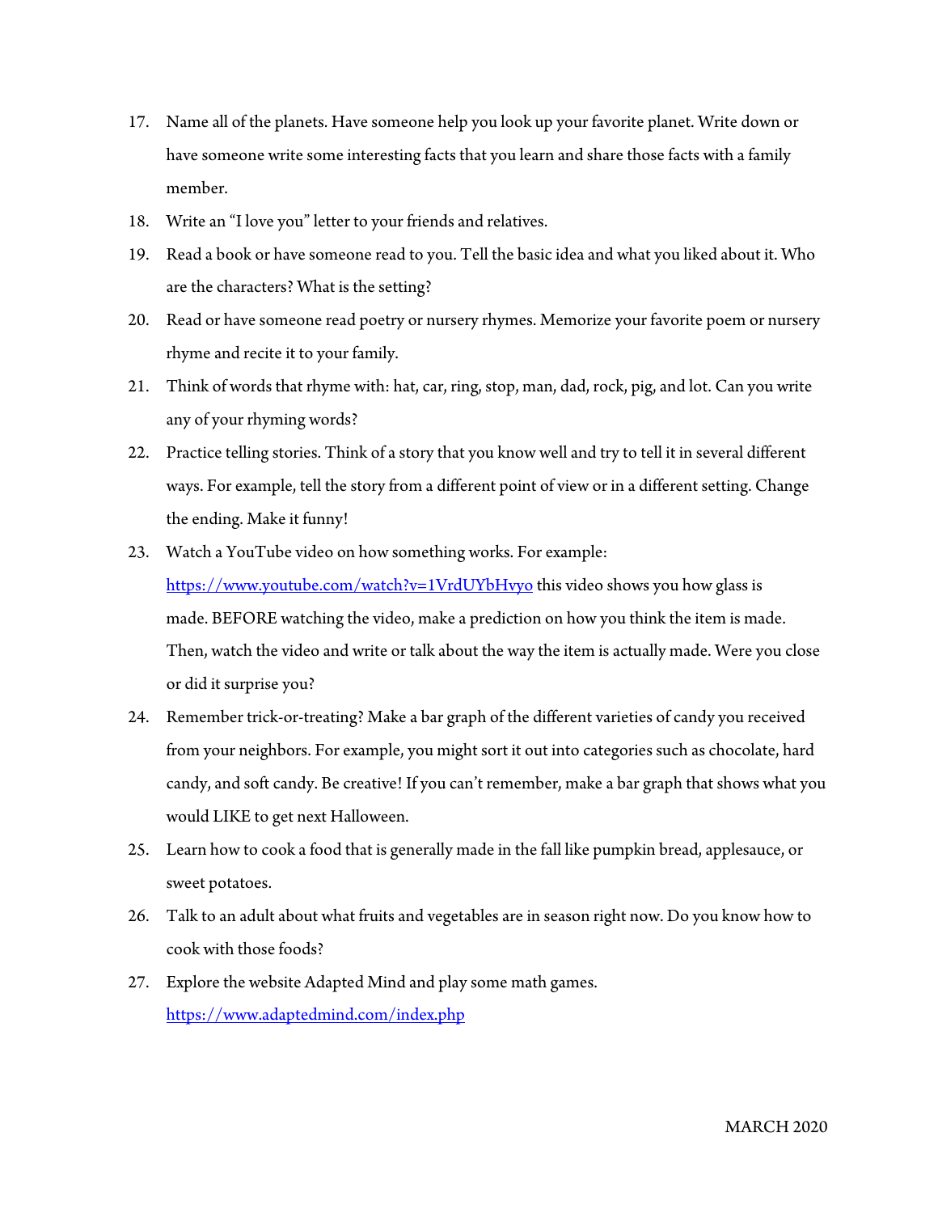17. Name all of the planets. Have someone help you look up your favorite planet. Write down or have someone write some interesting facts that you learn and share those facts with a family member.
18. Write an "I love you" letter to your friends and relatives.
19. Read a book or have someone read to you. Tell the basic idea and what you liked about it. Who are the characters? What is the setting?
20. Read or have someone read poetry or nursery rhymes. Memorize your favorite poem or nursery rhyme and recite it to your family.
21. Think of words that rhyme with: hat, car, ring, stop, man, dad, rock, pig, and lot. Can you write any of your rhyming words?
22. Practice telling stories. Think of a story that you know well and try to tell it in several different ways. For example, tell the story from a different point of view or in a different setting. Change the ending. Make it funny!
23. Watch a YouTube video on how something works. For example: [https://www.youtube.com/watch?v=1VrdUYbHvyo](https://www.youtube.com/watch?v=1VrdUYbHvyo) this video shows you how glass is made. BEFORE watching the video, make a prediction on how you think the item is made. Then, watch the video and write or talk about the way the item is actually made. Were you close or did it surprise you?
24. Remember trick-or-treating? Make a bar graph of the different varieties of candy you received from your neighbors. For example, you might sort it out into categories such as chocolate, hard candy, and soft candy. Be creative! If you can't remember, make a bar graph that shows what you would LIKE to get next Halloween.
25. Learn how to cook a food that is generally made in the fall like pumpkin bread, applesauce, or sweet potatoes.
26. Talk to an adult about what fruits and vegetables are in season right now. Do you know how to cook with those foods?
27. Explore the website Adapted Mind and play some math games. [https://www.adaptedmind.com/index.php](https://www.adaptedmind.com/index.php)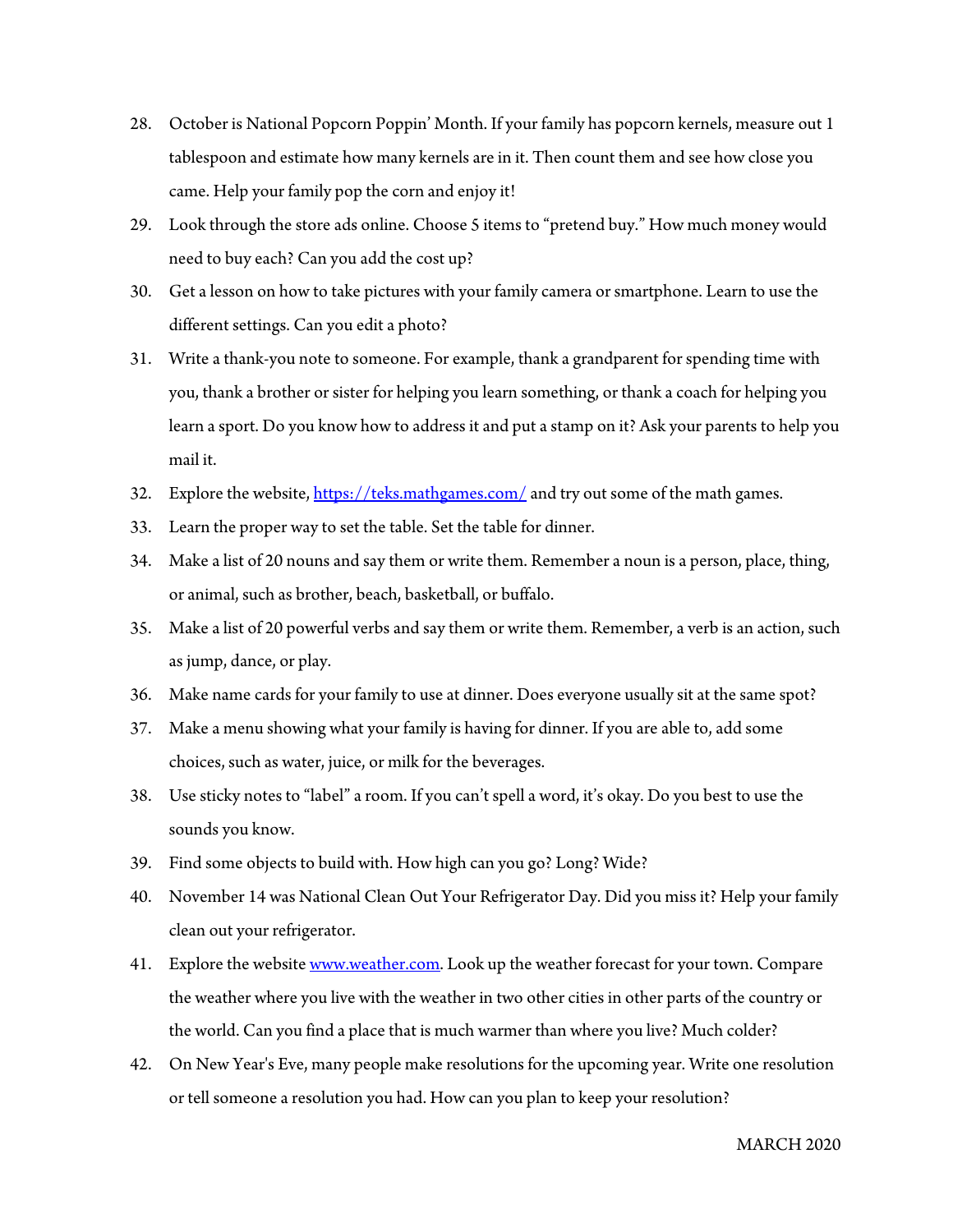28. October is National Popcorn Poppin' Month. If your family has popcorn kernels, measure out 1 tablespoon and estimate how many kernels are in it. Then count them and see how close you came. Help your family pop the corn and enjoy it!
29. Look through the store ads online. Choose 5 items to "pretend buy." How much money would need to buy each? Can you add the cost up?
30. Get a lesson on how to take pictures with your family camera or smartphone. Learn to use the different settings. Can you edit a photo?
31. Write a thank-you note to someone. For example, thank a grandparent for spending time with you, thank a brother or sister for helping you learn something, or thank a coach for helping you learn a sport. Do you know how to address it and put a stamp on it? Ask your parents to help you mail it.
32. Explore the website, [https://teks.mathgames.com/](https://teks.mathgames.com/) and try out some of the math games.
33. Learn the proper way to set the table. Set the table for dinner.
34. Make a list of 20 nouns and say them or write them. Remember a noun is a person, place, thing, or animal, such as brother, beach, basketball, or buffalo.
35. Make a list of 20 powerful verbs and say them or write them. Remember, a verb is an action, such as jump, dance, or play.
36. Make name cards for your family to use at dinner. Does everyone usually sit at the same spot?
37. Make a menu showing what your family is having for dinner. If you are able to, add some choices, such as water, juice, or milk for the beverages.
38. Use sticky notes to "label" a room. If you can't spell a word, it's okay. Do you best to use the sounds you know.
39. Find some objects to build with. How high can you go? Long? Wide?
40. November 14 was National Clean Out Your Refrigerator Day. Did you miss it? Help your family clean out your refrigerator.
41. Explore the website [www.weather.com](www.weather.com). Look up the weather forecast for your town. Compare the weather where you live with the weather in two other cities in other parts of the country or the world. Can you find a place that is much warmer than where you live? Much colder?
42. On New Year's Eve, many people make resolutions for the upcoming year. Write one resolution or tell someone a resolution you had. How can you plan to keep your resolution?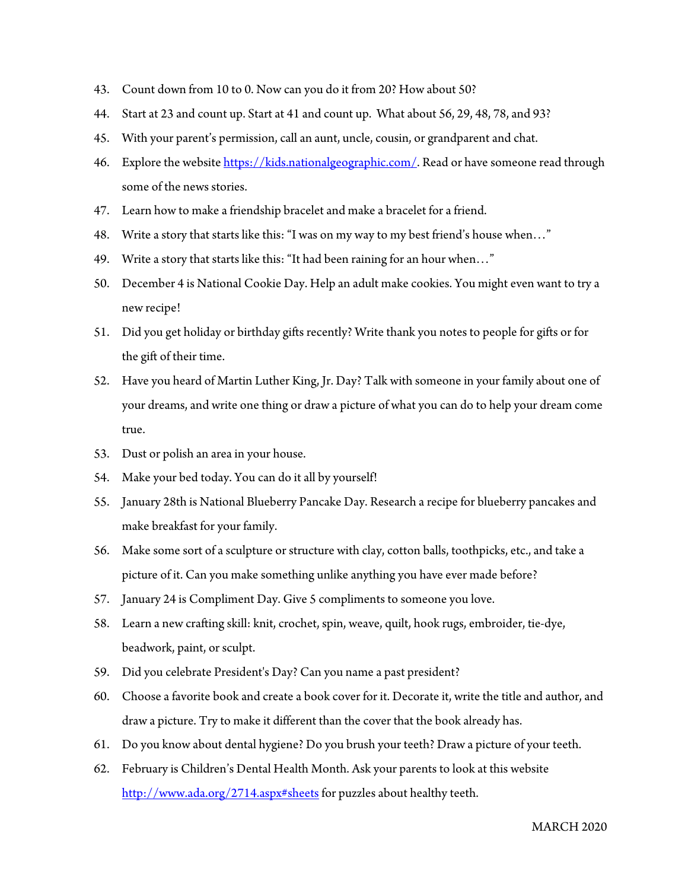43. Count down from 10 to 0. Now can you do it from 20? How about 50?
44. Start at 23 and count up. Start at 41 and count up. What about 56, 29, 48, 78, and 93?
45. With your parent's permission, call an aunt, uncle, cousin, or grandparent and chat.
46. Explore the website [https://kids.nationalgeographic.com/](https://kids.nationalgeographic.com/). Read or have someone read through some of the news stories.
47. Learn how to make a friendship bracelet and make a bracelet for a friend.
48. Write a story that starts like this: "I was on my way to my best friend's house when…"
49. Write a story that starts like this: "It had been raining for an hour when…"
50. December 4 is National Cookie Day. Help an adult make cookies. You might even want to try a new recipe!
51. Did you get holiday or birthday gifts recently? Write thank you notes to people for gifts or for the gift of their time.
52. Have you heard of Martin Luther King, Jr. Day? Talk with someone in your family about one of your dreams, and write one thing or draw a picture of what you can do to help your dream come true.
53. Dust or polish an area in your house.
54. Make your bed today. You can do it all by yourself!
55. January 28th is National Blueberry Pancake Day. Research a recipe for blueberry pancakes and make breakfast for your family.
56. Make some sort of a sculpture or structure with clay, cotton balls, toothpicks, etc., and take a picture of it. Can you make something unlike anything you have ever made before?
57. January 24 is Compliment Day. Give 5 compliments to someone you love.
58. Learn a new crafting skill: knit, crochet, spin, weave, quilt, hook rugs, embroider, tie-dye, beadwork, paint, or sculpt.
59. Did you celebrate President's Day? Can you name a past president?
60. Choose a favorite book and create a book cover for it. Decorate it, write the title and author, and draw a picture. Try to make it different than the cover that the book already has.
61. Do you know about dental hygiene? Do you brush your teeth? Draw a picture of your teeth.
62. February is Children's Dental Health Month. Ask your parents to look at this website [http://www.ada.org/2714.aspx#sheets](http://www.ada.org/2714.aspx#sheets) for puzzles about healthy teeth.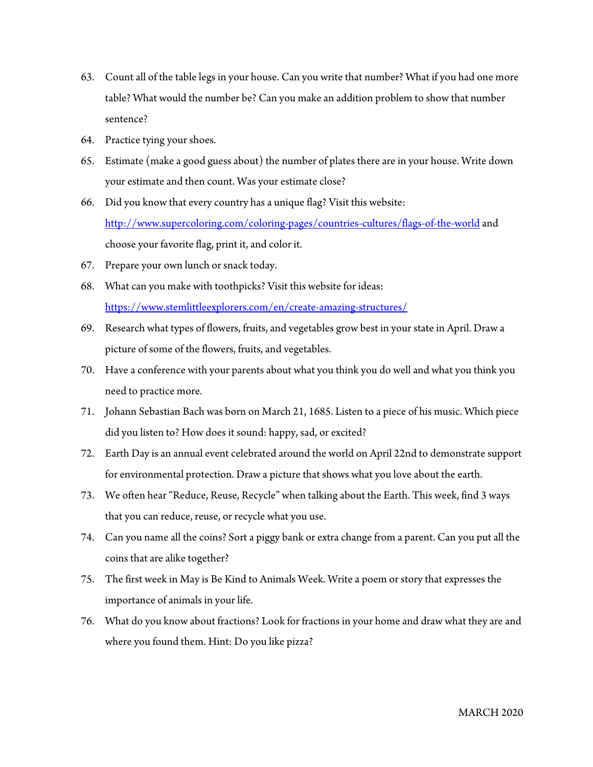63. Count all of the table legs in your house. Can you write that number? What if you had one more table? What would the number be? Can you make an addition problem to show that number sentence?
64. Practice tying your shoes.
65. Estimate (make a good guess about) the number of plates there are in your house. Write down your estimate and then count. Was your estimate close?
66. Did you know that every country has a unique flag? Visit this website: [http://www.supercoloring.com/coloring-pages/countries-cultures/flags-of-the-world](http://www.supercoloring.com/coloring-pages/countries-cultures/flags-of-the-world) and choose your favorite flag, print it, and color it.
67. Prepare your own lunch or snack today.
68. What can you make with toothpicks? Visit this website for ideas: [https://www.stemlittleexplorers.com/en/create-amazing-structures/](https://www.stemlittleexplorers.com/en/create-amazing-structures/)
69. Research what types of flowers, fruits, and vegetables grow best in your state in April. Draw a picture of some of the flowers, fruits, and vegetables.
70. Have a conference with your parents about what you think you do well and what you think you need to practice more.
71. Johann Sebastian Bach was born on March 21, 1685. Listen to a piece of his music. Which piece did you listen to? How does it sound: happy, sad, or excited?
72. Earth Day is an annual event celebrated around the world on April 22nd to demonstrate support for environmental protection. Draw a picture that shows what you love about the earth.
73. We often hear "Reduce, Reuse, Recycle" when talking about the Earth. This week, find 3 ways that you can reduce, reuse, or recycle what you use.
74. Can you name all the coins? Sort a piggy bank or extra change from a parent. Can you put all the coins that are alike together?
75. The first week in May is Be Kind to Animals Week. Write a poem or story that expresses the importance of animals in your life.
76. What do you know about fractions? Look for fractions in your home and draw what they are and where you found them. Hint: Do you like pizza?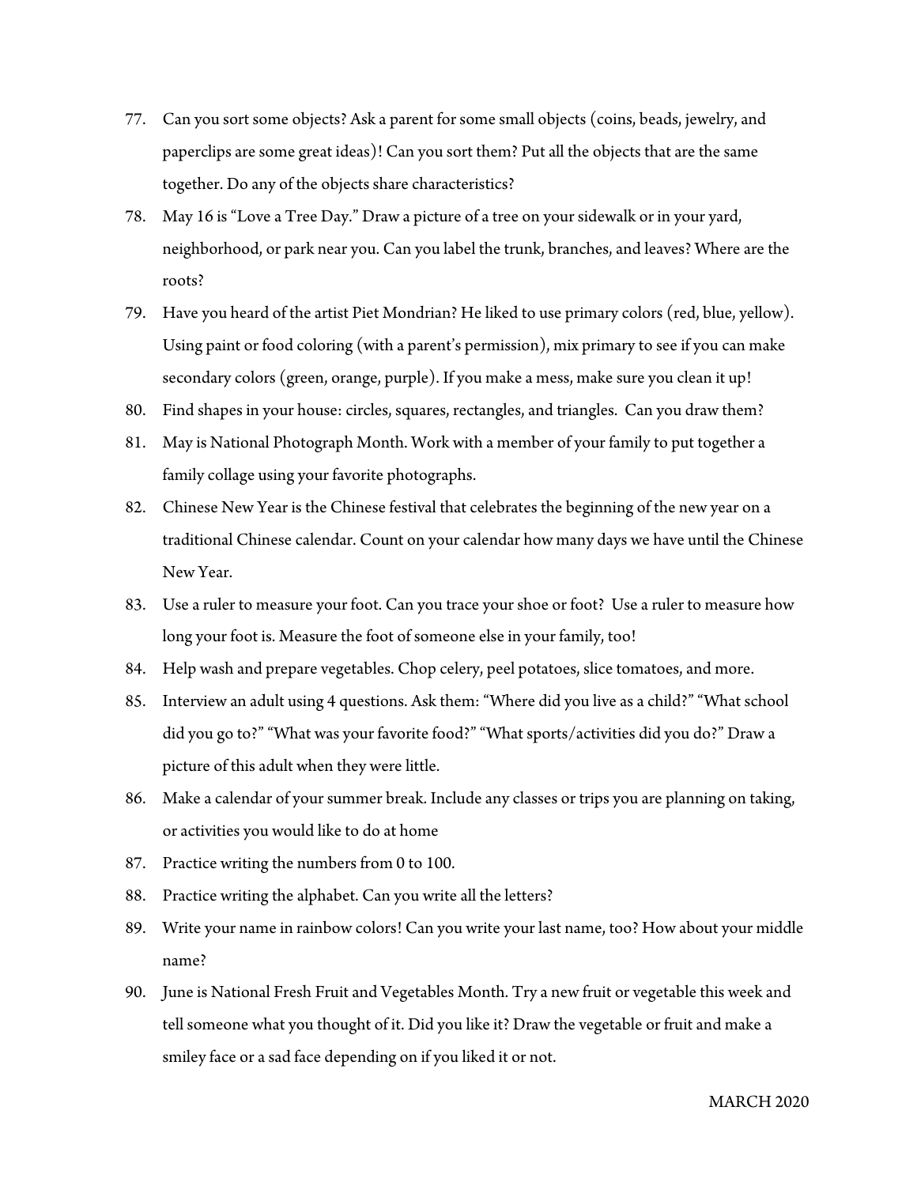77. Can you sort some objects? Ask a parent for some small objects (coins, beads, jewelry, and paperclips are some great ideas)! Can you sort them? Put all the objects that are the same together. Do any of the objects share characteristics?
78. May 16 is "Love a Tree Day." Draw a picture of a tree on your sidewalk or in your yard, neighborhood, or park near you. Can you label the trunk, branches, and leaves? Where are the roots?
79. Have you heard of the artist Piet Mondrian? He liked to use primary colors (red, blue, yellow). Using paint or food coloring (with a parent's permission), mix primary to see if you can make secondary colors (green, orange, purple). If you make a mess, make sure you clean it up!
80. Find shapes in your house: circles, squares, rectangles, and triangles. Can you draw them?
81. May is National Photograph Month. Work with a member of your family to put together a family collage using your favorite photographs.
82. Chinese New Year is the Chinese festival that celebrates the beginning of the new year on a traditional Chinese calendar. Count on your calendar how many days we have until the Chinese New Year.
83. Use a ruler to measure your foot. Can you trace your shoe or foot? Use a ruler to measure how long your foot is. Measure the foot of someone else in your family, too!
84. Help wash and prepare vegetables. Chop celery, peel potatoes, slice tomatoes, and more.
85. Interview an adult using 4 questions. Ask them: "Where did you live as a child?" "What school did you go to?" "What was your favorite food?" "What sports/activities did you do?" Draw a picture of this adult when they were little.
86. Make a calendar of your summer break. Include any classes or trips you are planning on taking, or activities you would like to do at home
87. Practice writing the numbers from 0 to 100.
88. Practice writing the alphabet. Can you write all the letters?
89. Write your name in rainbow colors! Can you write your last name, too? How about your middle name?
90. June is National Fresh Fruit and Vegetables Month. Try a new fruit or vegetable this week and tell someone what you thought of it. Did you like it? Draw the vegetable or fruit and make a smiley face or a sad face depending on if you liked it or not.

MARCH 2020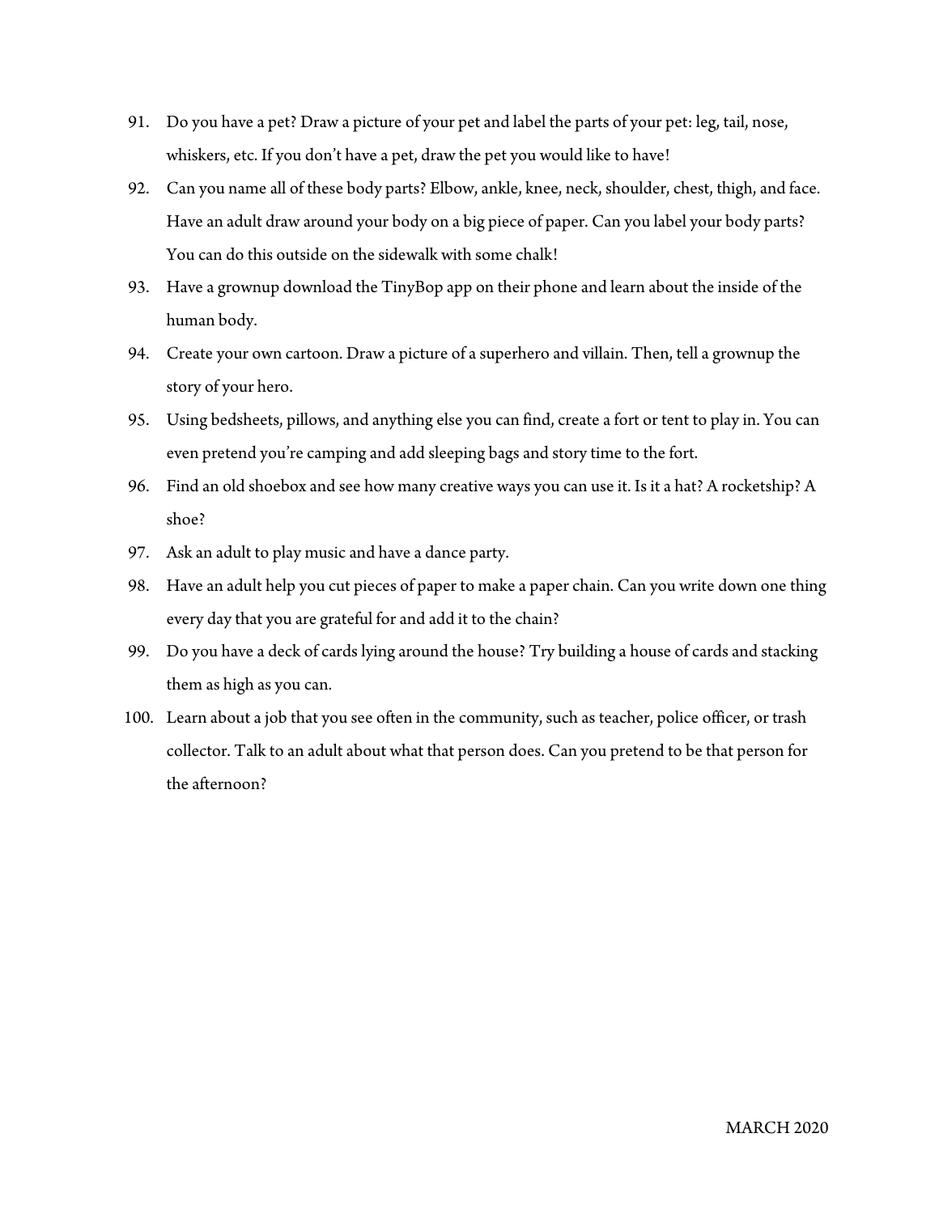91. Do you have a pet? Draw a picture of your pet and label the parts of your pet: leg, tail, nose, whiskers, etc. If you don't have a pet, draw the pet you would like to have!
92. Can you name all of these body parts? Elbow, ankle, knee, neck, shoulder, chest, thigh, and face. Have an adult draw around your body on a big piece of paper. Can you label your body parts? You can do this outside on the sidewalk with some chalk!
93. Have a grownup download the TinyBop app on their phone and learn about the inside of the human body.
94. Create your own cartoon. Draw a picture of a superhero and villain. Then, tell a grownup the story of your hero.
95. Using bedsheets, pillows, and anything else you can find, create a fort or tent to play in. You can even pretend you're camping and add sleeping bags and story time to the fort.
96. Find an old shoebox and see how many creative ways you can use it. Is it a hat? A rocketship? A shoe?
97. Ask an adult to play music and have a dance party.
98. Have an adult help you cut pieces of paper to make a paper chain. Can you write down one thing every day that you are grateful for and add it to the chain?
99. Do you have a deck of cards lying around the house? Try building a house of cards and stacking them as high as you can.
100. Learn about a job that you see often in the community, such as teacher, police officer, or trash collector. Talk to an adult about what that person does. Can you pretend to be that person for the afternoon?